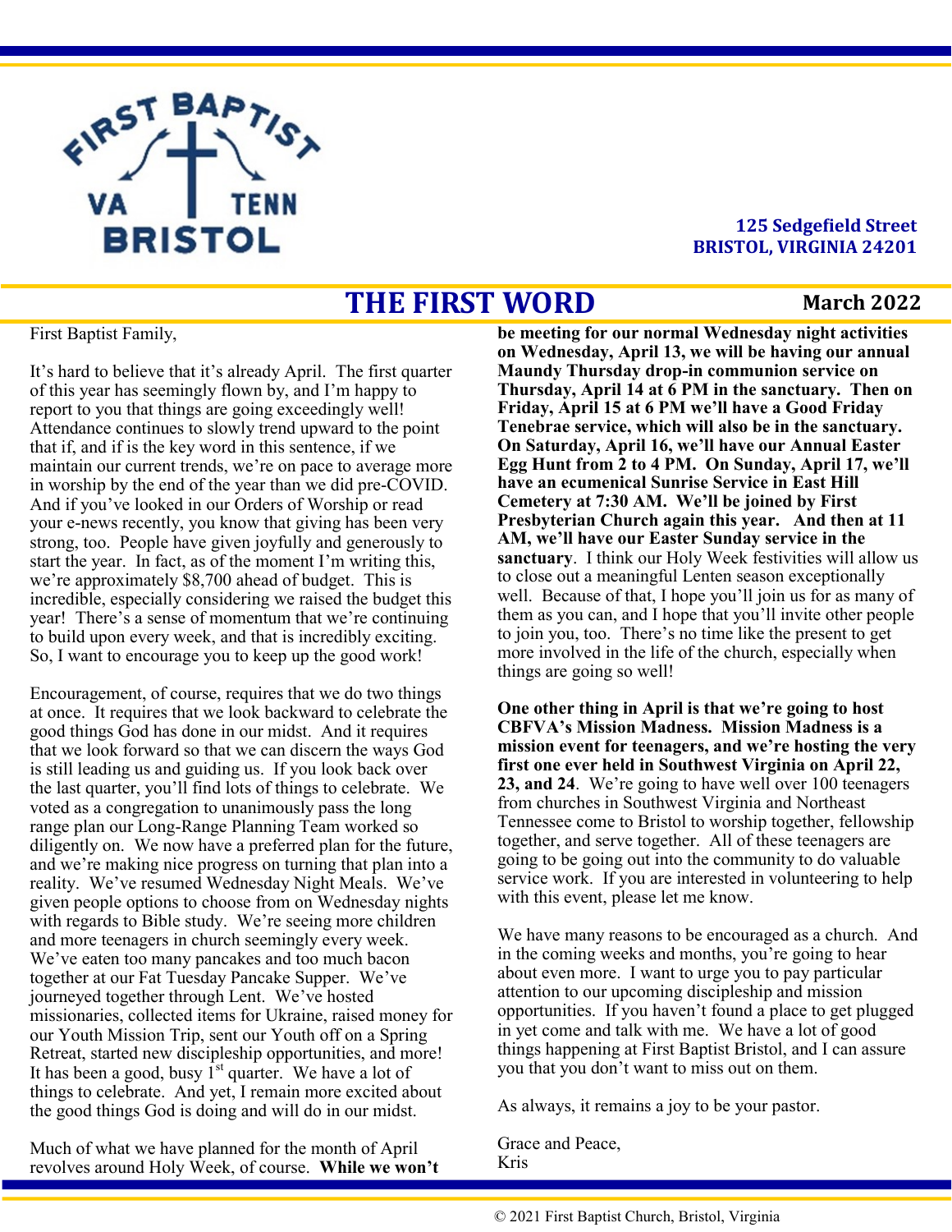125 Sedgefield Street
BRISTOL, VIRGINIA 24201

# THE FIRST WORD

**March 2022**

First Baptist Family,

It's hard to believe that it's already April. The first quarter of this year has seemingly flown by, and I'm happy to report to you that things are going exceedingly well! Attendance continues to slowly trend upward to the point that if, and if is the key word in this sentence, if we maintain our current trends, we're on pace to average more in worship by the end of the year than we did pre-COVID. And if you've looked in our Orders of Worship or read your e-news recently, you know that giving has been very strong, too. People have given joyfully and generously to start the year. In fact, as of the moment I'm writing this, we're approximately $8,700 ahead of budget. This is incredible, especially considering we raised the budget this year! There's a sense of momentum that we're continuing to build upon every week, and that is incredibly exciting. So, I want to encourage you to keep up the good work!

Encouragement, of course, requires that we do two things at once. It requires that we look backward to celebrate the good things God has done in our midst. And it requires that we look forward so that we can discern the ways God is still leading us and guiding us. If you look back over the last quarter, you'll find lots of things to celebrate. We voted as a congregation to unanimously pass the long range plan our Long-Range Planning Team worked so diligently on. We now have a preferred plan for the future, and we're making nice progress on turning that plan into a reality. We've resumed Wednesday Night Meals. We've given people options to choose from on Wednesday nights with regards to Bible study. We're seeing more children and more teenagers in church seemingly every week. We've eaten too many pancakes and too much bacon together at our Fat Tuesday Pancake Supper. We've journeyed together through Lent. We've hosted missionaries, collected items for Ukraine, raised money for our Youth Mission Trip, sent our Youth off on a Spring Retreat, started new discipleship opportunities, and more! It has been a good, busy 1st quarter. We have a lot of things to celebrate. And yet, I remain more excited about the good things God is doing and will do in our midst.

Much of what we have planned for the month of April revolves around Holy Week, of course. **While we won't be meeting for our normal Wednesday night activities on Wednesday, April 13, we will be having our annual Maundy Thursday drop-in communion service on Thursday, April 14 at 6 PM in the sanctuary. Then on Friday, April 15 at 6 PM we'll have a Good Friday Tenebrae service, which will also be in the sanctuary. On Saturday, April 16, we'll have our Annual Easter Egg Hunt from 2 to 4 PM. On Sunday, April 17, we'll have an ecumenical Sunrise Service in East Hill Cemetery at 7:30 AM. We'll be joined by First Presbyterian Church again this year. And then at 11 AM, we'll have our Easter Sunday service in the sanctuary**. I think our Holy Week festivities will allow us to close out a meaningful Lenten season exceptionally well. Because of that, I hope you'll join us for as many of them as you can, and I hope that you'll invite other people to join you, too. There's no time like the present to get more involved in the life of the church, especially when things are going so well!

**One other thing in April is that we're going to host CBFVA's Mission Madness. Mission Madness is a mission event for teenagers, and we're hosting the very first one ever held in Southwest Virginia on April 22, 23, and 24**. We're going to have well over 100 teenagers from churches in Southwest Virginia and Northeast Tennessee come to Bristol to worship together, fellowship together, and serve together. All of these teenagers are going to be going out into the community to do valuable service work. If you are interested in volunteering to help with this event, please let me know.

We have many reasons to be encouraged as a church. And in the coming weeks and months, you're going to hear about even more. I want to urge you to pay particular attention to our upcoming discipleship and mission opportunities. If you haven't found a place to get plugged in yet come and talk with me. We have a lot of good things happening at First Baptist Bristol, and I can assure you that you don't want to miss out on them.

As always, it remains a joy to be your pastor.

Grace and Peace,
Kris

© 2021 First Baptist Church, Bristol, Virginia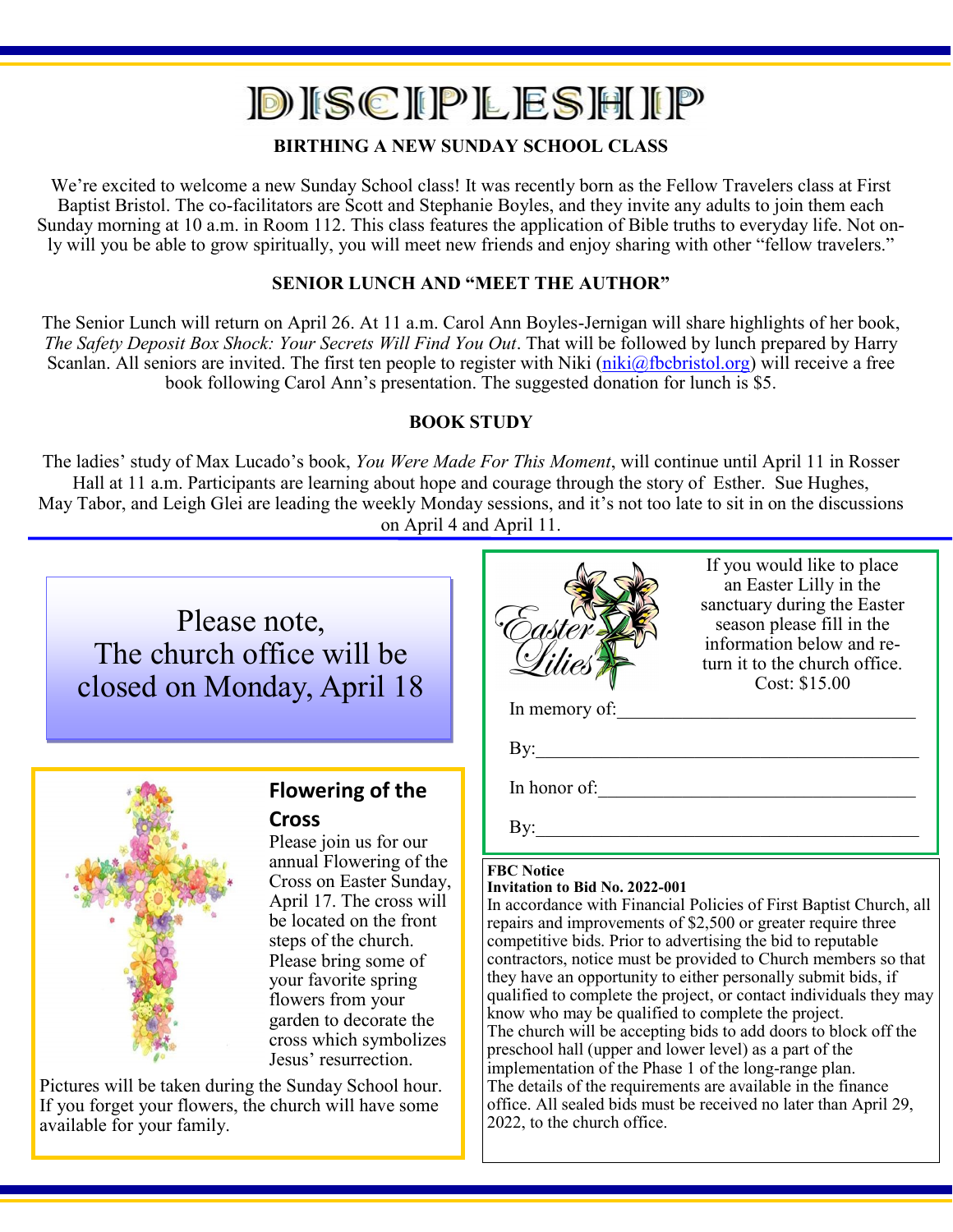# DISCIPLESHIP

### BIRTHING A NEW SUNDAY SCHOOL CLASS

We're excited to welcome a new Sunday School class! It was recently born as the Fellow Travelers class at First Baptist Bristol. The co-facilitators are Scott and Stephanie Boyles, and they invite any adults to join them each Sunday morning at 10 a.m. in Room 112. This class features the application of Bible truths to everyday life. Not only will you be able to grow spiritually, you will meet new friends and enjoy sharing with other "fellow travelers."

### SENIOR LUNCH AND "MEET THE AUTHOR"

The Senior Lunch will return on April 26. At 11 a.m. Carol Ann Boyles-Jernigan will share highlights of her book, *The Safety Deposit Box Shock: Your Secrets Will Find You Out*. That will be followed by lunch prepared by Harry Scanlan. All seniors are invited. The first ten people to register with Niki (niki@fbcbristol.org) will receive a free book following Carol Ann's presentation. The suggested donation for lunch is $5.

### BOOK STUDY

The ladies' study of Max Lucado's book, *You Were Made For This Moment*, will continue until April 11 in Rosser Hall at 11 a.m. Participants are learning about hope and courage through the story of Esther. Sue Hughes, May Tabor, and Leigh Glei are leading the weekly Monday sessions, and it's not too late to sit in on the discussions on April 4 and April 11.

Please note,
The church office will be closed on Monday, April 18

### Flowering of the Cross

Please join us for our annual Flowering of the Cross on Easter Sunday, April 17. The cross will be located on the front steps of the church. Please bring some of your favorite spring flowers from your garden to decorate the cross which symbolizes Jesus' resurrection.

Pictures will be taken during the Sunday School hour. If you forget your flowers, the church will have some available for your family.

### Easter Lilies

If you would like to place an Easter Lilly in the sanctuary during the Easter season please fill in the information below and return it to the church office.
Cost: $15.00

In memory of:\_\_\_\_\_\_\_\_\_\_\_\_\_\_\_\_\_\_\_\_\_\_\_\_\_\_\_\_

By:\_\_\_\_\_\_\_\_\_\_\_\_\_\_\_\_\_\_\_\_\_\_\_\_\_\_\_\_\_\_\_\_\_\_\_\_

In honor of:\_\_\_\_\_\_\_\_\_\_\_\_\_\_\_\_\_\_\_\_\_\_\_\_\_\_\_\_\_\_

By:\_\_\_\_\_\_\_\_\_\_\_\_\_\_\_\_\_\_\_\_\_\_\_\_\_\_\_\_\_\_\_\_\_\_\_\_

**FBC Notice**
**Invitation to Bid No. 2022-001**

In accordance with Financial Policies of First Baptist Church, all repairs and improvements of $2,500 or greater require three competitive bids. Prior to advertising the bid to reputable contractors, notice must be provided to Church members so that they have an opportunity to either personally submit bids, if qualified to complete the project, or contact individuals they may know who may be qualified to complete the project.

The church will be accepting bids to add doors to block off the preschool hall (upper and lower level) as a part of the implementation of the Phase 1 of the long-range plan.

The details of the requirements are available in the finance office. All sealed bids must be received no later than April 29, 2022, to the church office.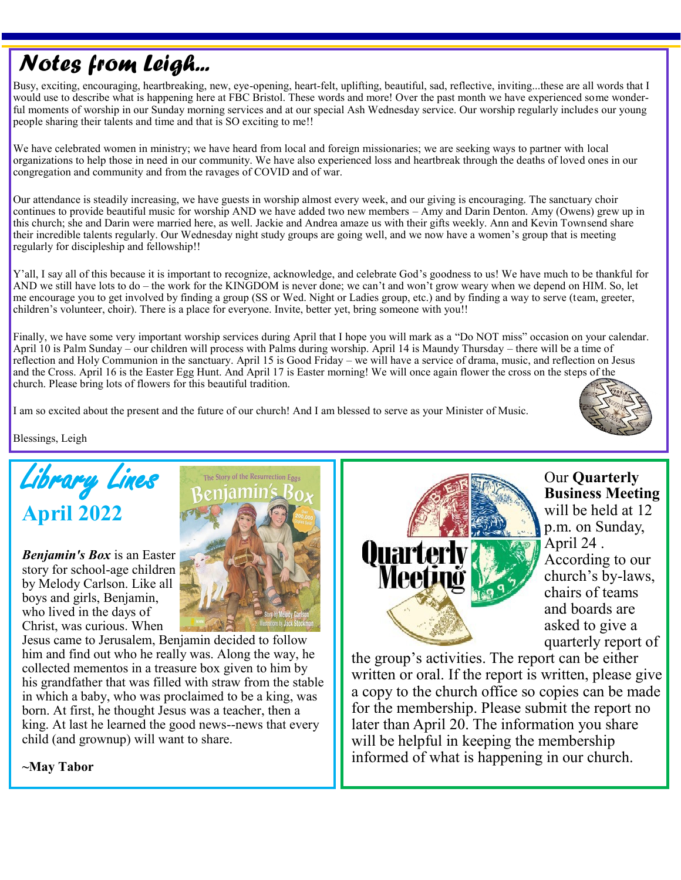# Notes from Leigh…

Busy, exciting, encouraging, heartbreaking, new, eye-opening, heart-felt, uplifting, beautiful, sad, reflective, inviting...these are all words that I would use to describe what is happening here at FBC Bristol. These words and more! Over the past month we have experienced some wonderful moments of worship in our Sunday morning services and at our special Ash Wednesday service. Our worship regularly includes our young people sharing their talents and time and that is SO exciting to me!!

We have celebrated women in ministry; we have heard from local and foreign missionaries; we are seeking ways to partner with local organizations to help those in need in our community. We have also experienced loss and heartbreak through the deaths of loved ones in our congregation and community and from the ravages of COVID and of war.

Our attendance is steadily increasing, we have guests in worship almost every week, and our giving is encouraging. The sanctuary choir continues to provide beautiful music for worship AND we have added two new members – Amy and Darin Denton. Amy (Owens) grew up in this church; she and Darin were married here, as well. Jackie and Andrea amaze us with their gifts weekly. Ann and Kevin Townsend share their incredible talents regularly. Our Wednesday night study groups are going well, and we now have a women's group that is meeting regularly for discipleship and fellowship!!

Y'all, I say all of this because it is important to recognize, acknowledge, and celebrate God's goodness to us! We have much to be thankful for AND we still have lots to do – the work for the KINGDOM is never done; we can't and won't grow weary when we depend on HIM. So, let me encourage you to get involved by finding a group (SS or Wed. Night or Ladies group, etc.) and by finding a way to serve (team, greeter, children's volunteer, choir). There is a place for everyone. Invite, better yet, bring someone with you!!

Finally, we have some very important worship services during April that I hope you will mark as a "Do NOT miss" occasion on your calendar. April 10 is Palm Sunday – our children will process with Palms during worship. April 14 is Maundy Thursday – there will be a time of reflection and Holy Communion in the sanctuary. April 15 is Good Friday – we will have a service of drama, music, and reflection on Jesus and the Cross. April 16 is the Easter Egg Hunt. And April 17 is Easter morning! We will once again flower the cross on the steps of the church. Please bring lots of flowers for this beautiful tradition.

I am so excited about the present and the future of our church! And I am blessed to serve as your Minister of Music.

Blessings, Leigh

# Library Lines

## April 2022

***Benjamin's Box*** is an Easter story for school-age children by Melody Carlson. Like all boys and girls, Benjamin, who lived in the days of Christ, was curious. When Jesus came to Jerusalem, Benjamin decided to follow him and find out who he really was. Along the way, he collected mementos in a treasure box given to him by his grandfather that was filled with straw from the stable in which a baby, who was proclaimed to be a king, was born. At first, he thought Jesus was a teacher, then a king. At last he learned the good news--news that every child (and grownup) will want to share.

**~May Tabor**

# Quarterly Meeting

Our **Quarterly Business Meeting** will be held at 12 p.m. on Sunday, April 24 . According to our church's by-laws, chairs of teams and boards are asked to give a quarterly report of the group's activities. The report can be either written or oral. If the report is written, please give a copy to the church office so copies can be made for the membership. Please submit the report no later than April 20. The information you share will be helpful in keeping the membership informed of what is happening in our church.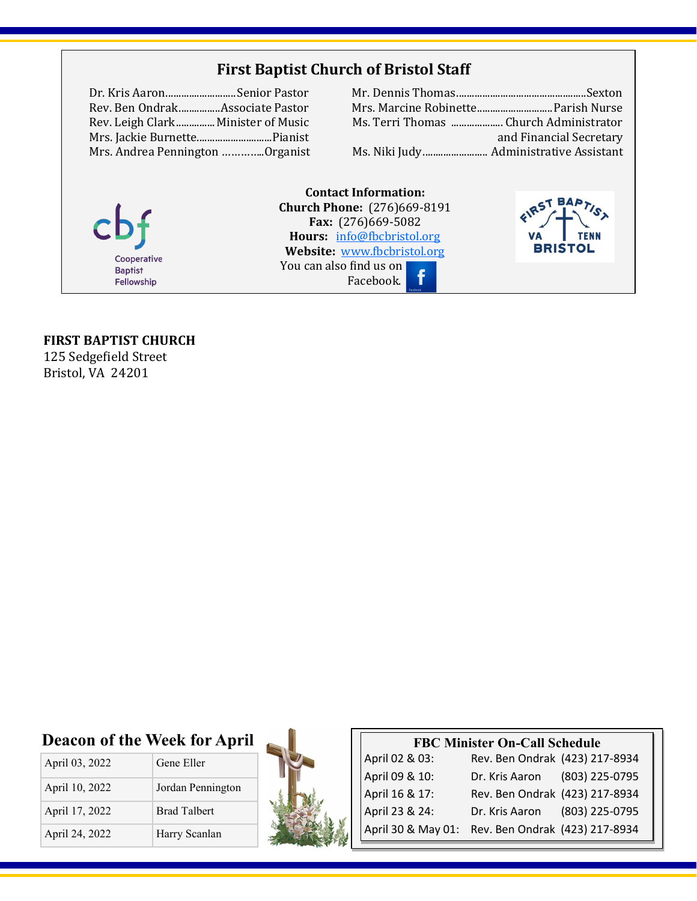## First Baptist Church of Bristol Staff

Dr. Kris Aaron............................Senior Pastor
Rev. Ben Ondrak................Associate Pastor
Rev. Leigh Clark..............Minister of Music
Mrs. Jackie Burnette.............................Pianist
Mrs. Andrea Pennington …………..Organist

Mr. Dennis Thomas..................................................Sexton
Mrs. Marcine Robinette.............................Parish Nurse
Ms. Terri Thomas .................... Church Administrator and Financial Secretary
Ms. Niki Judy......................... Administrative Assistant

Cooperative Baptist Fellowship

**Contact Information:**
**Church Phone:** (276)669-8191
**Fax:** (276)669-5082
**Hours:** info@fbcbristol.org
**Website:** www.fbcbristol.org
You can also find us on Facebook.

FIRST BAPTIST VA TENN BRISTOL

**FIRST BAPTIST CHURCH**
125 Sedgefield Street
Bristol, VA 24201

## Deacon of the Week for April

| | |
|---|---|
| April 03, 2022 | Gene Eller |
| April 10, 2022 | Jordan Pennington |
| April 17, 2022 | Brad Talbert |
| April 24, 2022 | Harry Scanlan |

### FBC Minister On-Call Schedule

| | | |
|---|---|---|
| April 02 & 03: | Rev. Ben Ondrak | (423) 217-8934 |
| April 09 & 10: | Dr. Kris Aaron | (803) 225-0795 |
| April 16 & 17: | Rev. Ben Ondrak | (423) 217-8934 |
| April 23 & 24: | Dr. Kris Aaron | (803) 225-0795 |
| April 30 & May 01: | Rev. Ben Ondrak | (423) 217-8934 |